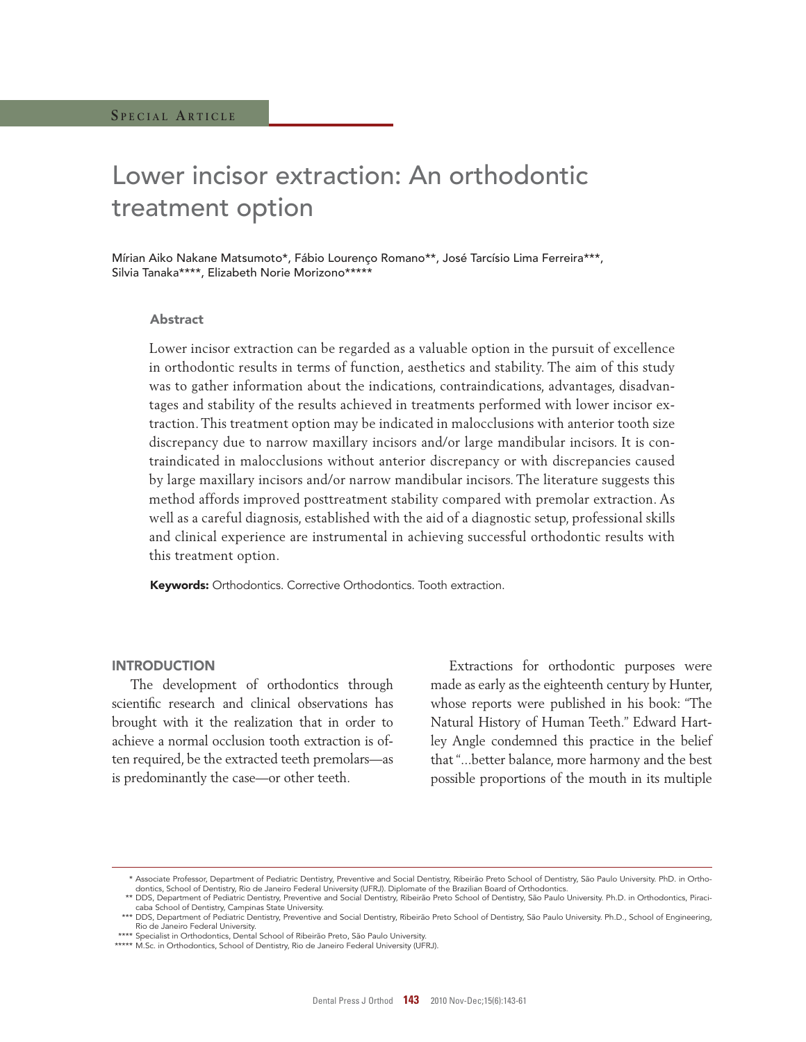Special Article

# Lower incisor extraction: An orthodontic treatment option

Mírian Aiko Nakane Matsumoto*, Fábio Lourenço Romano**, José Tarcísio Lima Ferreira***, Silvia Tanaka****, Elizabeth Norie Morizono*****

## Abstract

Lower incisor extraction can be regarded as a valuable option in the pursuit of excellence in orthodontic results in terms of function, aesthetics and stability. The aim of this study was to gather information about the indications, contraindications, advantages, disadvantages and stability of the results achieved in treatments performed with lower incisor extraction. This treatment option may be indicated in malocclusions with anterior tooth size discrepancy due to narrow maxillary incisors and/or large mandibular incisors. It is contraindicated in malocclusions without anterior discrepancy or with discrepancies caused by large maxillary incisors and/or narrow mandibular incisors. The literature suggests this method affords improved posttreatment stability compared with premolar extraction. As well as a careful diagnosis, established with the aid of a diagnostic setup, professional skills and clinical experience are instrumental in achieving successful orthodontic results with this treatment option.

**Keywords:** Orthodontics. Corrective Orthodontics. Tooth extraction.

## INTRODUCTION

The development of orthodontics through scientific research and clinical observations has brought with it the realization that in order to achieve a normal occlusion tooth extraction is often required, be the extracted teeth premolars—as is predominantly the case—or other teeth.

Extractions for orthodontic purposes were made as early as the eighteenth century by Hunter, whose reports were published in his book: "The Natural History of Human Teeth." Edward Hartley Angle condemned this practice in the belief that "...better balance, more harmony and the best possible proportions of the mouth in its multiple

\* Associate Professor, Department of Pediatric Dentistry, Preventive and Social Dentistry, Ribeirão Preto School of Dentistry, São Paulo University. PhD. in Orthodontics, School of Dentistry, Rio de Janeiro Federal University (UFRJ). Diplomate of the Brazilian Board of Orthodontics.

\*\* DDS, Department of Pediatric Dentistry, Preventive and Social Dentistry, Ribeirão Preto School of Dentistry, São Paulo University. Ph.D. in Orthodontics, Piracicaba School of Dentistry, Campinas State University.

\*\*\* DDS, Department of Pediatric Dentistry, Preventive and Social Dentistry, Ribeirão Preto School of Dentistry, São Paulo University. Ph.D., School of Engineering, Rio de Janeiro Federal University.

\*\*\*\* Specialist in Orthodontics, Dental School of Ribeirão Preto, São Paulo University.

\*\*\*\*\* M.Sc. in Orthodontics, School of Dentistry, Rio de Janeiro Federal University (UFRJ).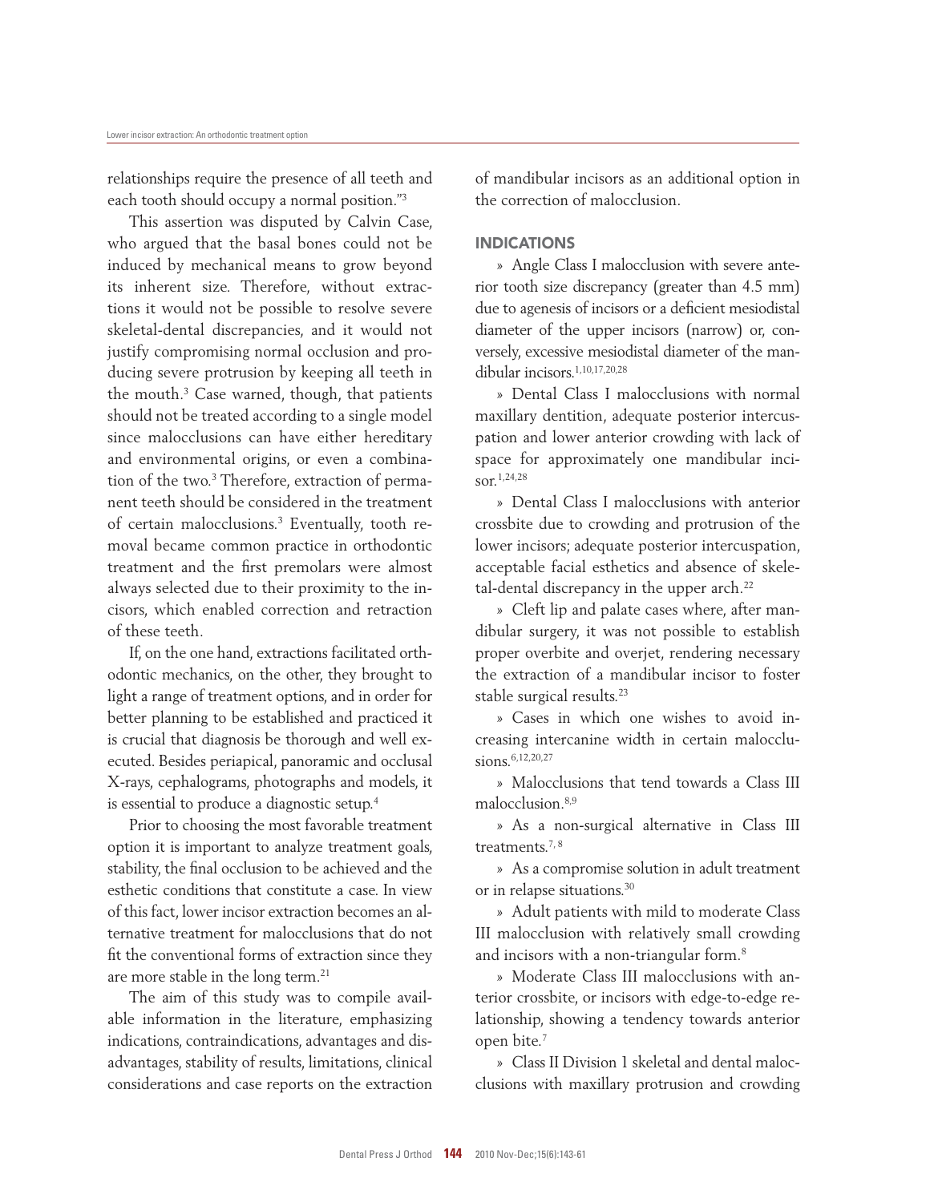relationships require the presence of all teeth and each tooth should occupy a normal position."[3]

This assertion was disputed by Calvin Case, who argued that the basal bones could not be induced by mechanical means to grow beyond its inherent size. Therefore, without extractions it would not be possible to resolve severe skeletal-dental discrepancies, and it would not justify compromising normal occlusion and producing severe protrusion by keeping all teeth in the mouth.[3] Case warned, though, that patients should not be treated according to a single model since malocclusions can have either hereditary and environmental origins, or even a combination of the two.[3] Therefore, extraction of permanent teeth should be considered in the treatment of certain malocclusions.[3] Eventually, tooth removal became common practice in orthodontic treatment and the first premolars were almost always selected due to their proximity to the incisors, which enabled correction and retraction of these teeth.

If, on the one hand, extractions facilitated orthodontic mechanics, on the other, they brought to light a range of treatment options, and in order for better planning to be established and practiced it is crucial that diagnosis be thorough and well executed. Besides periapical, panoramic and occlusal X-rays, cephalograms, photographs and models, it is essential to produce a diagnostic setup.[4]

Prior to choosing the most favorable treatment option it is important to analyze treatment goals, stability, the final occlusion to be achieved and the esthetic conditions that constitute a case. In view of this fact, lower incisor extraction becomes an alternative treatment for malocclusions that do not fit the conventional forms of extraction since they are more stable in the long term.[21]

The aim of this study was to compile available information in the literature, emphasizing indications, contraindications, advantages and disadvantages, stability of results, limitations, clinical considerations and case reports on the extraction of mandibular incisors as an additional option in the correction of malocclusion.

## INDICATIONS

» Angle Class I malocclusion with severe anterior tooth size discrepancy (greater than 4.5 mm) due to agenesis of incisors or a deficient mesiodistal diameter of the upper incisors (narrow) or, conversely, excessive mesiodistal diameter of the mandibular incisors.[1,10,17,20,28]

» Dental Class I malocclusions with normal maxillary dentition, adequate posterior intercuspation and lower anterior crowding with lack of space for approximately one mandibular incisor.[1,24,28]

» Dental Class I malocclusions with anterior crossbite due to crowding and protrusion of the lower incisors; adequate posterior intercuspation, acceptable facial esthetics and absence of skeletal-dental discrepancy in the upper arch.[22]

» Cleft lip and palate cases where, after mandibular surgery, it was not possible to establish proper overbite and overjet, rendering necessary the extraction of a mandibular incisor to foster stable surgical results.[23]

» Cases in which one wishes to avoid increasing intercanine width in certain malocclusions.[6,12,20,27]

» Malocclusions that tend towards a Class III malocclusion.[8,9]

» As a non-surgical alternative in Class III treatments.[7,8]

» As a compromise solution in adult treatment or in relapse situations.[30]

» Adult patients with mild to moderate Class III malocclusion with relatively small crowding and incisors with a non-triangular form.[8]

» Moderate Class III malocclusions with anterior crossbite, or incisors with edge-to-edge relationship, showing a tendency towards anterior open bite.[7]

» Class II Division 1 skeletal and dental malocclusions with maxillary protrusion and crowding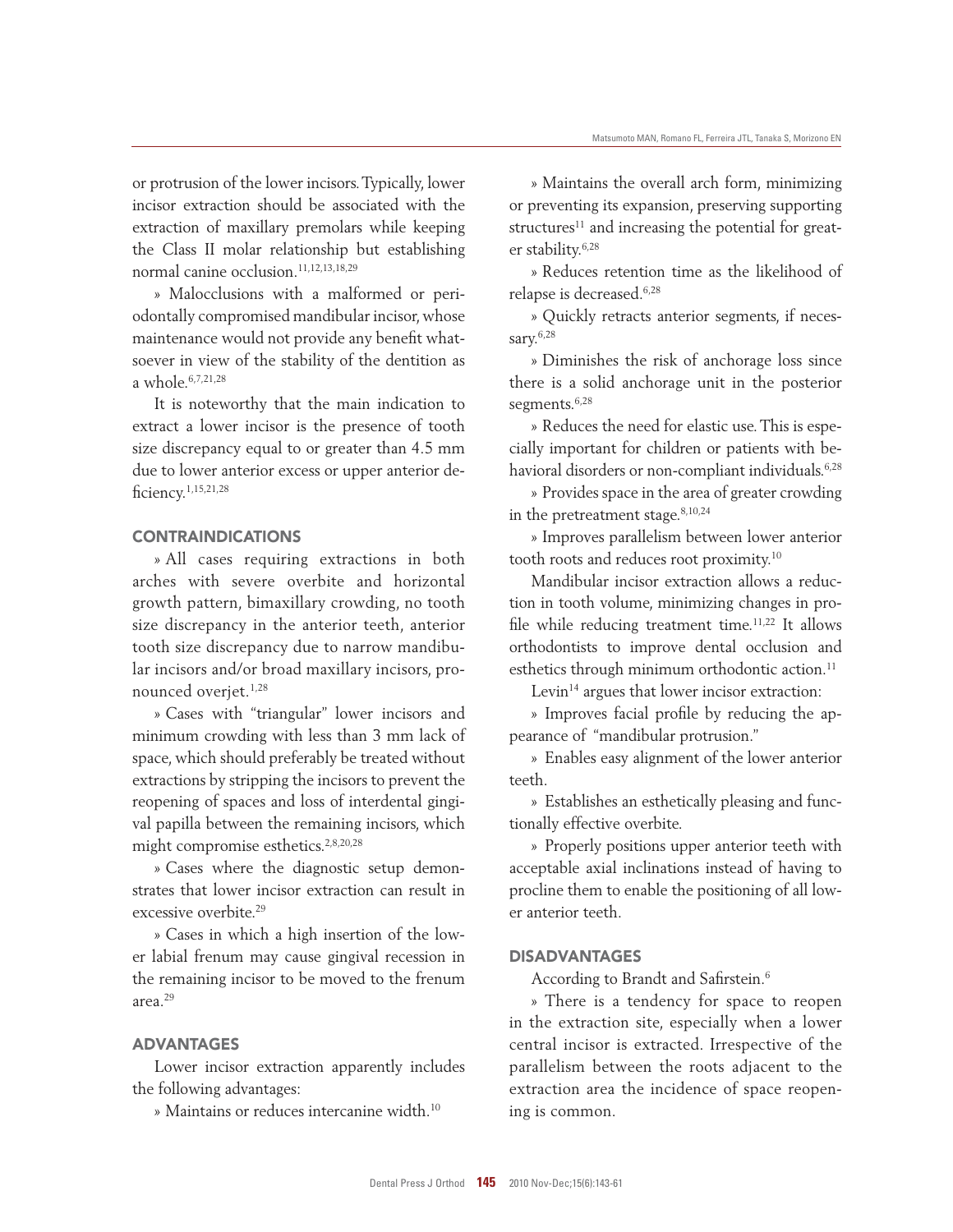or protrusion of the lower incisors. Typically, lower incisor extraction should be associated with the extraction of maxillary premolars while keeping the Class II molar relationship but establishing normal canine occlusion.[11,12,13,18,29]

» Malocclusions with a malformed or periodontally compromised mandibular incisor, whose maintenance would not provide any benefit whatsoever in view of the stability of the dentition as a whole.[6,7,21,28]

It is noteworthy that the main indication to extract a lower incisor is the presence of tooth size discrepancy equal to or greater than 4.5 mm due to lower anterior excess or upper anterior deficiency.[1,15,21,28]

## CONTRAINDICATIONS

» All cases requiring extractions in both arches with severe overbite and horizontal growth pattern, bimaxillary crowding, no tooth size discrepancy in the anterior teeth, anterior tooth size discrepancy due to narrow mandibular incisors and/or broad maxillary incisors, pronounced overjet.[1,28]

» Cases with "triangular" lower incisors and minimum crowding with less than 3 mm lack of space, which should preferably be treated without extractions by stripping the incisors to prevent the reopening of spaces and loss of interdental gingival papilla between the remaining incisors, which might compromise esthetics.[2,8,20,28]

» Cases where the diagnostic setup demonstrates that lower incisor extraction can result in excessive overbite.[29]

» Cases in which a high insertion of the lower labial frenum may cause gingival recession in the remaining incisor to be moved to the frenum area.[29]

## ADVANTAGES

Lower incisor extraction apparently includes the following advantages:

» Maintains or reduces intercanine width.[10]

» Maintains the overall arch form, minimizing or preventing its expansion, preserving supporting structures[11] and increasing the potential for greater stability.[6,28]

» Reduces retention time as the likelihood of relapse is decreased.[6,28]

» Quickly retracts anterior segments, if necessary.[6,28]

» Diminishes the risk of anchorage loss since there is a solid anchorage unit in the posterior segments.[6,28]

» Reduces the need for elastic use. This is especially important for children or patients with behavioral disorders or non-compliant individuals.[6,28]

» Provides space in the area of greater crowding in the pretreatment stage.[8,10,24]

» Improves parallelism between lower anterior tooth roots and reduces root proximity.[10]

Mandibular incisor extraction allows a reduction in tooth volume, minimizing changes in profile while reducing treatment time.[11,22] It allows orthodontists to improve dental occlusion and esthetics through minimum orthodontic action.[11]

Levin[14] argues that lower incisor extraction:

» Improves facial profile by reducing the appearance of "mandibular protrusion."

» Enables easy alignment of the lower anterior teeth.

» Establishes an esthetically pleasing and functionally effective overbite.

» Properly positions upper anterior teeth with acceptable axial inclinations instead of having to procline them to enable the positioning of all lower anterior teeth.

## DISADVANTAGES

According to Brandt and Safirstein.[6]

» There is a tendency for space to reopen in the extraction site, especially when a lower central incisor is extracted. Irrespective of the parallelism between the roots adjacent to the extraction area the incidence of space reopening is common.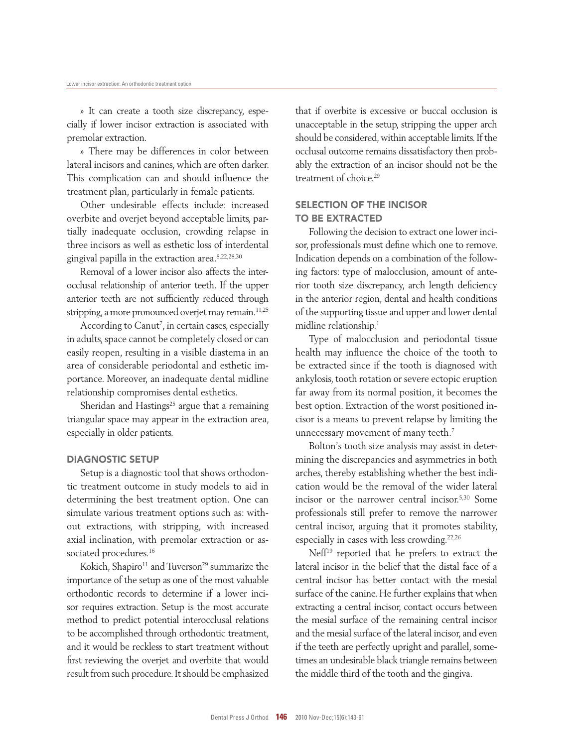» It can create a tooth size discrepancy, especially if lower incisor extraction is associated with premolar extraction.

» There may be differences in color between lateral incisors and canines, which are often darker. This complication can and should influence the treatment plan, particularly in female patients.

Other undesirable effects include: increased overbite and overjet beyond acceptable limits, partially inadequate occlusion, crowding relapse in three incisors as well as esthetic loss of interdental gingival papilla in the extraction area.[8,22,28,30]

Removal of a lower incisor also affects the interocclusal relationship of anterior teeth. If the upper anterior teeth are not sufficiently reduced through stripping, a more pronounced overjet may remain.[11,25]

According to Canut[7], in certain cases, especially in adults, space cannot be completely closed or can easily reopen, resulting in a visible diastema in an area of considerable periodontal and esthetic importance. Moreover, an inadequate dental midline relationship compromises dental esthetics.

Sheridan and Hastings[25] argue that a remaining triangular space may appear in the extraction area, especially in older patients.

## DIAGNOSTIC SETUP

Setup is a diagnostic tool that shows orthodontic treatment outcome in study models to aid in determining the best treatment option. One can simulate various treatment options such as: without extractions, with stripping, with increased axial inclination, with premolar extraction or associated procedures.[16]

Kokich, Shapiro[11] and Tuverson[29] summarize the importance of the setup as one of the most valuable orthodontic records to determine if a lower incisor requires extraction. Setup is the most accurate method to predict potential interocclusal relations to be accomplished through orthodontic treatment, and it would be reckless to start treatment without first reviewing the overjet and overbite that would result from such procedure. It should be emphasized that if overbite is excessive or buccal occlusion is unacceptable in the setup, stripping the upper arch should be considered, within acceptable limits. If the occlusal outcome remains dissatisfactory then probably the extraction of an incisor should not be the treatment of choice.[29]

## SELECTION OF THE INCISOR TO BE EXTRACTED

Following the decision to extract one lower incisor, professionals must define which one to remove. Indication depends on a combination of the following factors: type of malocclusion, amount of anterior tooth size discrepancy, arch length deficiency in the anterior region, dental and health conditions of the supporting tissue and upper and lower dental midline relationship.[1]

Type of malocclusion and periodontal tissue health may influence the choice of the tooth to be extracted since if the tooth is diagnosed with ankylosis, tooth rotation or severe ectopic eruption far away from its normal position, it becomes the best option. Extraction of the worst positioned incisor is a means to prevent relapse by limiting the unnecessary movement of many teeth.[7]

Bolton's tooth size analysis may assist in determining the discrepancies and asymmetries in both arches, thereby establishing whether the best indication would be the removal of the wider lateral incisor or the narrower central incisor.[5,30] Some professionals still prefer to remove the narrower central incisor, arguing that it promotes stability, especially in cases with less crowding.[22,26]

Neff[19] reported that he prefers to extract the lateral incisor in the belief that the distal face of a central incisor has better contact with the mesial surface of the canine. He further explains that when extracting a central incisor, contact occurs between the mesial surface of the remaining central incisor and the mesial surface of the lateral incisor, and even if the teeth are perfectly upright and parallel, sometimes an undesirable black triangle remains between the middle third of the tooth and the gingiva.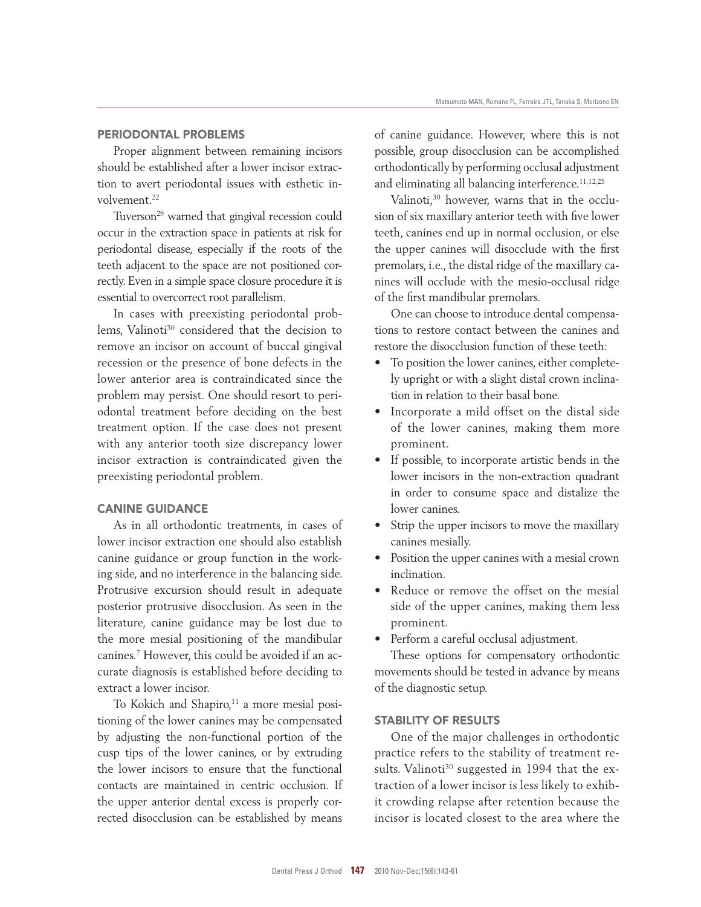## PERIODONTAL PROBLEMS

Proper alignment between remaining incisors should be established after a lower incisor extraction to avert periodontal issues with esthetic involvement.[22]

Tuverson[29] warned that gingival recession could occur in the extraction space in patients at risk for periodontal disease, especially if the roots of the teeth adjacent to the space are not positioned correctly. Even in a simple space closure procedure it is essential to overcorrect root parallelism.

In cases with preexisting periodontal problems, Valinoti[30] considered that the decision to remove an incisor on account of buccal gingival recession or the presence of bone defects in the lower anterior area is contraindicated since the problem may persist. One should resort to periodontal treatment before deciding on the best treatment option. If the case does not present with any anterior tooth size discrepancy lower incisor extraction is contraindicated given the preexisting periodontal problem.

## CANINE GUIDANCE

As in all orthodontic treatments, in cases of lower incisor extraction one should also establish canine guidance or group function in the working side, and no interference in the balancing side. Protrusive excursion should result in adequate posterior protrusive disocclusion. As seen in the literature, canine guidance may be lost due to the more mesial positioning of the mandibular canines.[7] However, this could be avoided if an accurate diagnosis is established before deciding to extract a lower incisor.

To Kokich and Shapiro,[11] a more mesial positioning of the lower canines may be compensated by adjusting the non-functional portion of the cusp tips of the lower canines, or by extruding the lower incisors to ensure that the functional contacts are maintained in centric occlusion. If the upper anterior dental excess is properly corrected disocclusion can be established by means of canine guidance. However, where this is not possible, group disocclusion can be accomplished orthodontically by performing occlusal adjustment and eliminating all balancing interference.[11,12,25]

Valinoti,[30] however, warns that in the occlusion of six maxillary anterior teeth with five lower teeth, canines end up in normal occlusion, or else the upper canines will disocclude with the first premolars, i.e., the distal ridge of the maxillary canines will occlude with the mesio-occlusal ridge of the first mandibular premolars.

One can choose to introduce dental compensations to restore contact between the canines and restore the disocclusion function of these teeth:

- To position the lower canines, either completely upright or with a slight distal crown inclination in relation to their basal bone.
- Incorporate a mild offset on the distal side of the lower canines, making them more prominent.
- If possible, to incorporate artistic bends in the lower incisors in the non-extraction quadrant in order to consume space and distalize the lower canines.
- Strip the upper incisors to move the maxillary canines mesially.
- Position the upper canines with a mesial crown inclination.
- Reduce or remove the offset on the mesial side of the upper canines, making them less prominent.
- Perform a careful occlusal adjustment.

These options for compensatory orthodontic movements should be tested in advance by means of the diagnostic setup.

## STABILITY OF RESULTS

One of the major challenges in orthodontic practice refers to the stability of treatment results. Valinoti[30] suggested in 1994 that the extraction of a lower incisor is less likely to exhibit crowding relapse after retention because the incisor is located closest to the area where the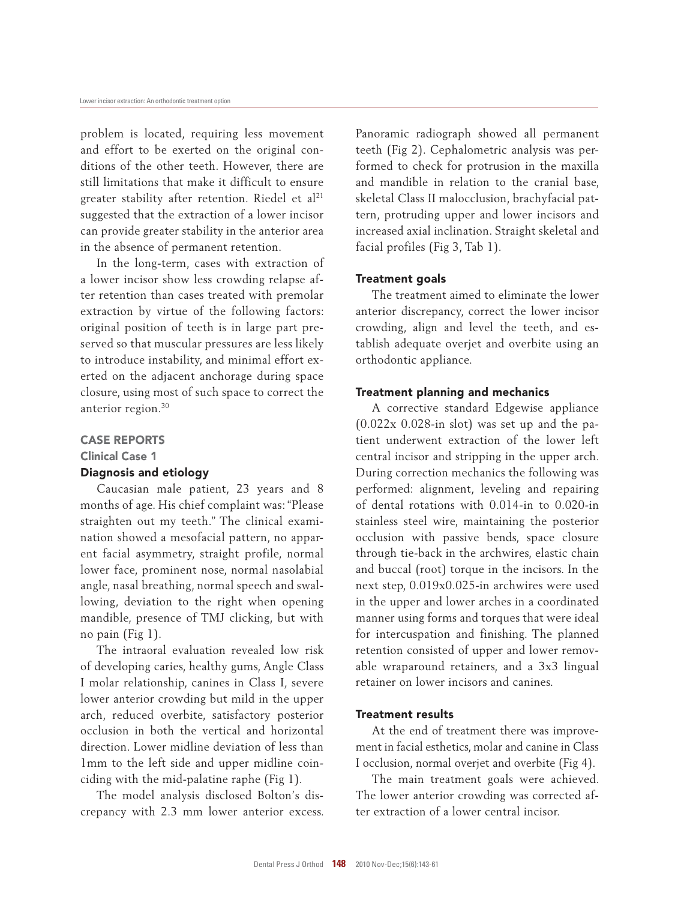problem is located, requiring less movement and effort to be exerted on the original conditions of the other teeth. However, there are still limitations that make it difficult to ensure greater stability after retention. Riedel et al[21] suggested that the extraction of a lower incisor can provide greater stability in the anterior area in the absence of permanent retention.

In the long-term, cases with extraction of a lower incisor show less crowding relapse after retention than cases treated with premolar extraction by virtue of the following factors: original position of teeth is in large part preserved so that muscular pressures are less likely to introduce instability, and minimal effort exerted on the adjacent anchorage during space closure, using most of such space to correct the anterior region.[30]

## CASE REPORTS

### Clinical Case 1

#### Diagnosis and etiology

Caucasian male patient, 23 years and 8 months of age. His chief complaint was: "Please straighten out my teeth." The clinical examination showed a mesofacial pattern, no apparent facial asymmetry, straight profile, normal lower face, prominent nose, normal nasolabial angle, nasal breathing, normal speech and swallowing, deviation to the right when opening mandible, presence of TMJ clicking, but with no pain (Fig 1).

The intraoral evaluation revealed low risk of developing caries, healthy gums, Angle Class I molar relationship, canines in Class I, severe lower anterior crowding but mild in the upper arch, reduced overbite, satisfactory posterior occlusion in both the vertical and horizontal direction. Lower midline deviation of less than 1mm to the left side and upper midline coinciding with the mid-palatine raphe (Fig 1).

The model analysis disclosed Bolton's discrepancy with 2.3 mm lower anterior excess. Panoramic radiograph showed all permanent teeth (Fig 2). Cephalometric analysis was performed to check for protrusion in the maxilla and mandible in relation to the cranial base, skeletal Class II malocclusion, brachyfacial pattern, protruding upper and lower incisors and increased axial inclination. Straight skeletal and facial profiles (Fig 3, Tab 1).

#### Treatment goals

The treatment aimed to eliminate the lower anterior discrepancy, correct the lower incisor crowding, align and level the teeth, and establish adequate overjet and overbite using an orthodontic appliance.

#### Treatment planning and mechanics

A corrective standard Edgewise appliance (0.022x 0.028-in slot) was set up and the patient underwent extraction of the lower left central incisor and stripping in the upper arch. During correction mechanics the following was performed: alignment, leveling and repairing of dental rotations with 0.014-in to 0.020-in stainless steel wire, maintaining the posterior occlusion with passive bends, space closure through tie-back in the archwires, elastic chain and buccal (root) torque in the incisors. In the next step, 0.019x0.025-in archwires were used in the upper and lower arches in a coordinated manner using forms and torques that were ideal for intercuspation and finishing. The planned retention consisted of upper and lower removable wraparound retainers, and a 3x3 lingual retainer on lower incisors and canines.

#### Treatment results

At the end of treatment there was improvement in facial esthetics, molar and canine in Class I occlusion, normal overjet and overbite (Fig 4).

The main treatment goals were achieved. The lower anterior crowding was corrected after extraction of a lower central incisor.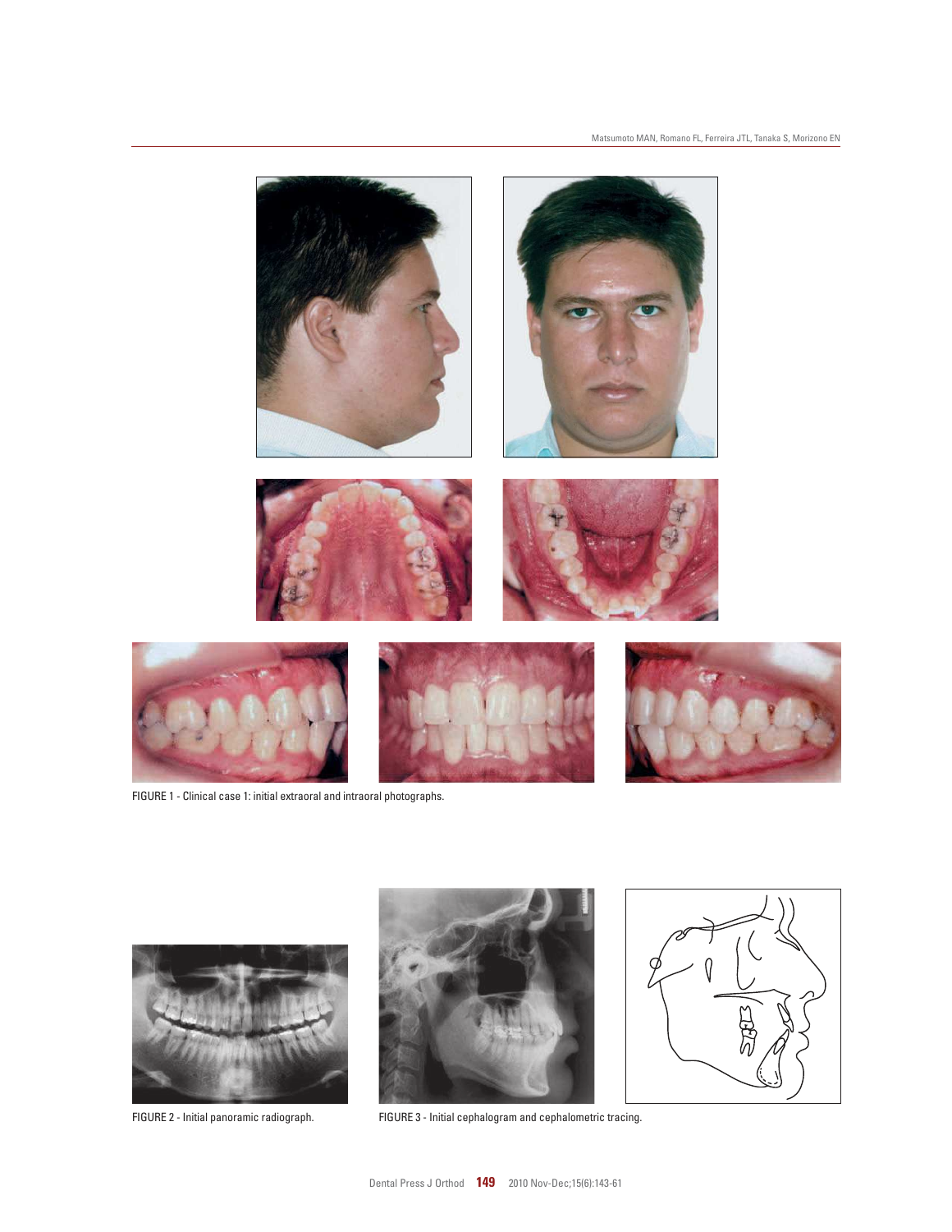FIGURE 1 - Clinical case 1: initial extraoral and intraoral photographs.

FIGURE 2 - Initial panoramic radiograph.

FIGURE 3 - Initial cephalogram and cephalometric tracing.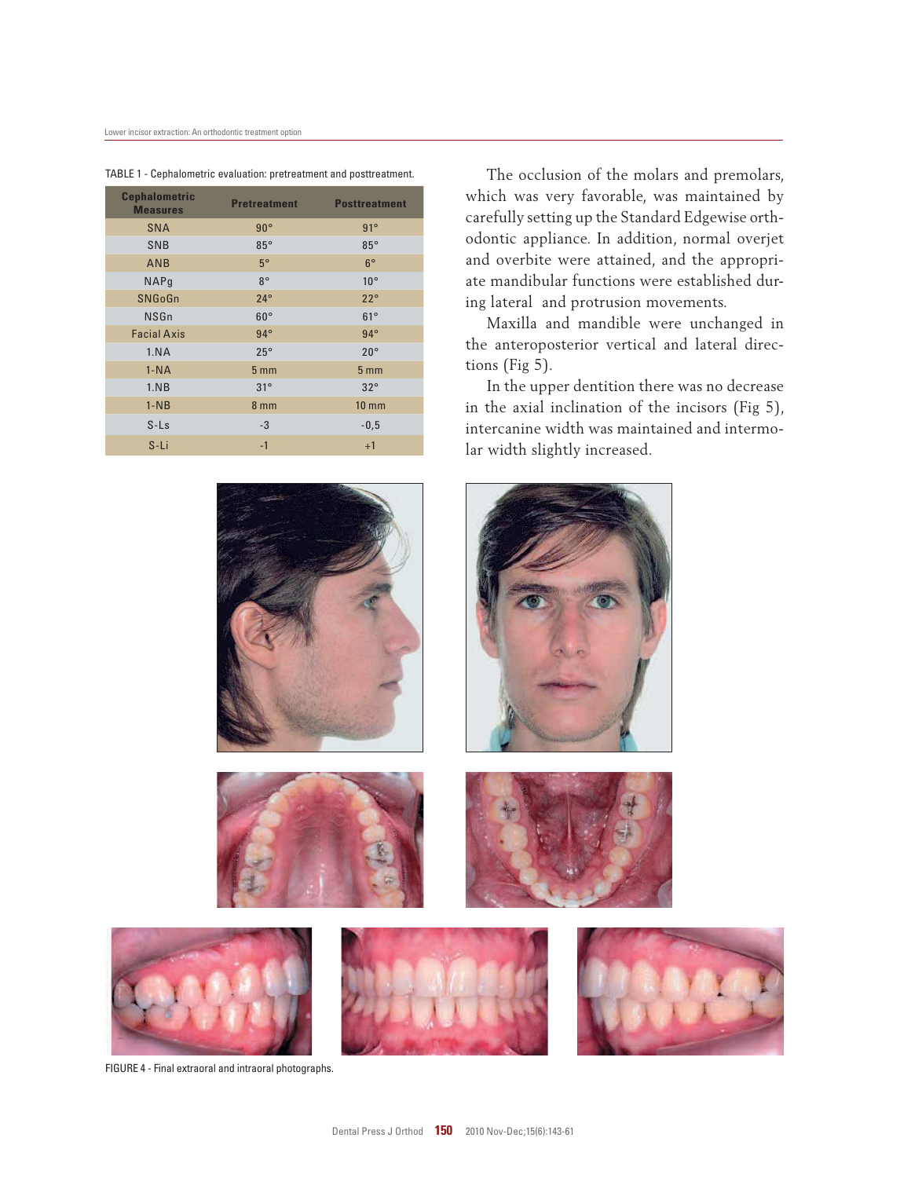TABLE 1 - Cephalometric evaluation: pretreatment and posttreatment.

| Cephalometric Measures | Pretreatment | Posttreatment |
|---|---|---|
| SNA | 90° | 91° |
| SNB | 85° | 85° |
| ANB | 5° | 6° |
| NAPg | 8° | 10° |
| SNGoGn | 24° | 22° |
| NSGn | 60° | 61° |
| Facial Axis | 94° | 94° |
| 1.NA | 25° | 20° |
| 1-NA | 5 mm | 5 mm |
| 1.NB | 31° | 32° |
| 1-NB | 8 mm | 10 mm |
| S-Ls | -3 | -0,5 |
| S-Li | -1 | +1 |

The occlusion of the molars and premolars, which was very favorable, was maintained by carefully setting up the Standard Edgewise orthodontic appliance. In addition, normal overjet and overbite were attained, and the appropriate mandibular functions were established during lateral and protrusion movements.

Maxilla and mandible were unchanged in the anteroposterior vertical and lateral directions (Fig 5).

In the upper dentition there was no decrease in the axial inclination of the incisors (Fig 5), intercanine width was maintained and intermolar width slightly increased.

FIGURE 4 - Final extraoral and intraoral photographs.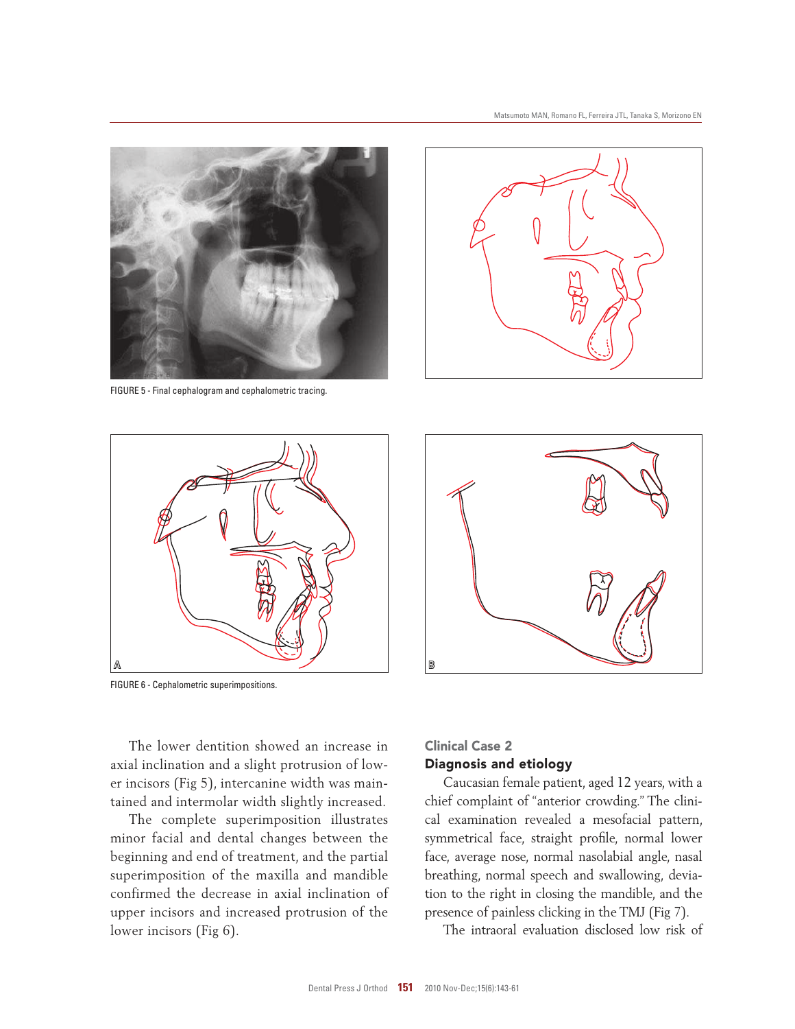FIGURE 5 - Final cephalogram and cephalometric tracing.

FIGURE 6 - Cephalometric superimpositions.

The lower dentition showed an increase in axial inclination and a slight protrusion of lower incisors (Fig 5), intercanine width was maintained and intermolar width slightly increased.

The complete superimposition illustrates minor facial and dental changes between the beginning and end of treatment, and the partial superimposition of the maxilla and mandible confirmed the decrease in axial inclination of upper incisors and increased protrusion of the lower incisors (Fig 6).

## Clinical Case 2

### Diagnosis and etiology

Caucasian female patient, aged 12 years, with a chief complaint of "anterior crowding." The clinical examination revealed a mesofacial pattern, symmetrical face, straight profile, normal lower face, average nose, normal nasolabial angle, nasal breathing, normal speech and swallowing, deviation to the right in closing the mandible, and the presence of painless clicking in the TMJ (Fig 7).

The intraoral evaluation disclosed low risk of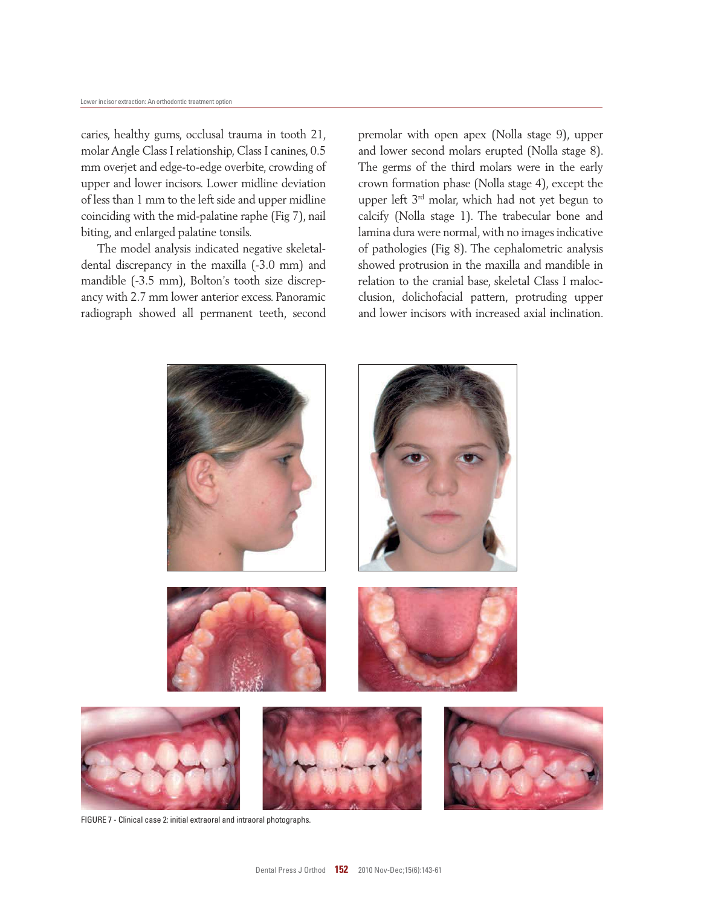caries, healthy gums, occlusal trauma in tooth 21, molar Angle Class I relationship, Class I canines, 0.5 mm overjet and edge-to-edge overbite, crowding of upper and lower incisors. Lower midline deviation of less than 1 mm to the left side and upper midline coinciding with the mid-palatine raphe (Fig 7), nail biting, and enlarged palatine tonsils.

The model analysis indicated negative skeletal-dental discrepancy in the maxilla (-3.0 mm) and mandible (-3.5 mm), Bolton's tooth size discrepancy with 2.7 mm lower anterior excess. Panoramic radiograph showed all permanent teeth, second premolar with open apex (Nolla stage 9), upper and lower second molars erupted (Nolla stage 8). The germs of the third molars were in the early crown formation phase (Nolla stage 4), except the upper left 3rd molar, which had not yet begun to calcify (Nolla stage 1). The trabecular bone and lamina dura were normal, with no images indicative of pathologies (Fig 8). The cephalometric analysis showed protrusion in the maxilla and mandible in relation to the cranial base, skeletal Class I malocclusion, dolichofacial pattern, protruding upper and lower incisors with increased axial inclination.

FIGURE 7 - Clinical case 2: initial extraoral and intraoral photographs.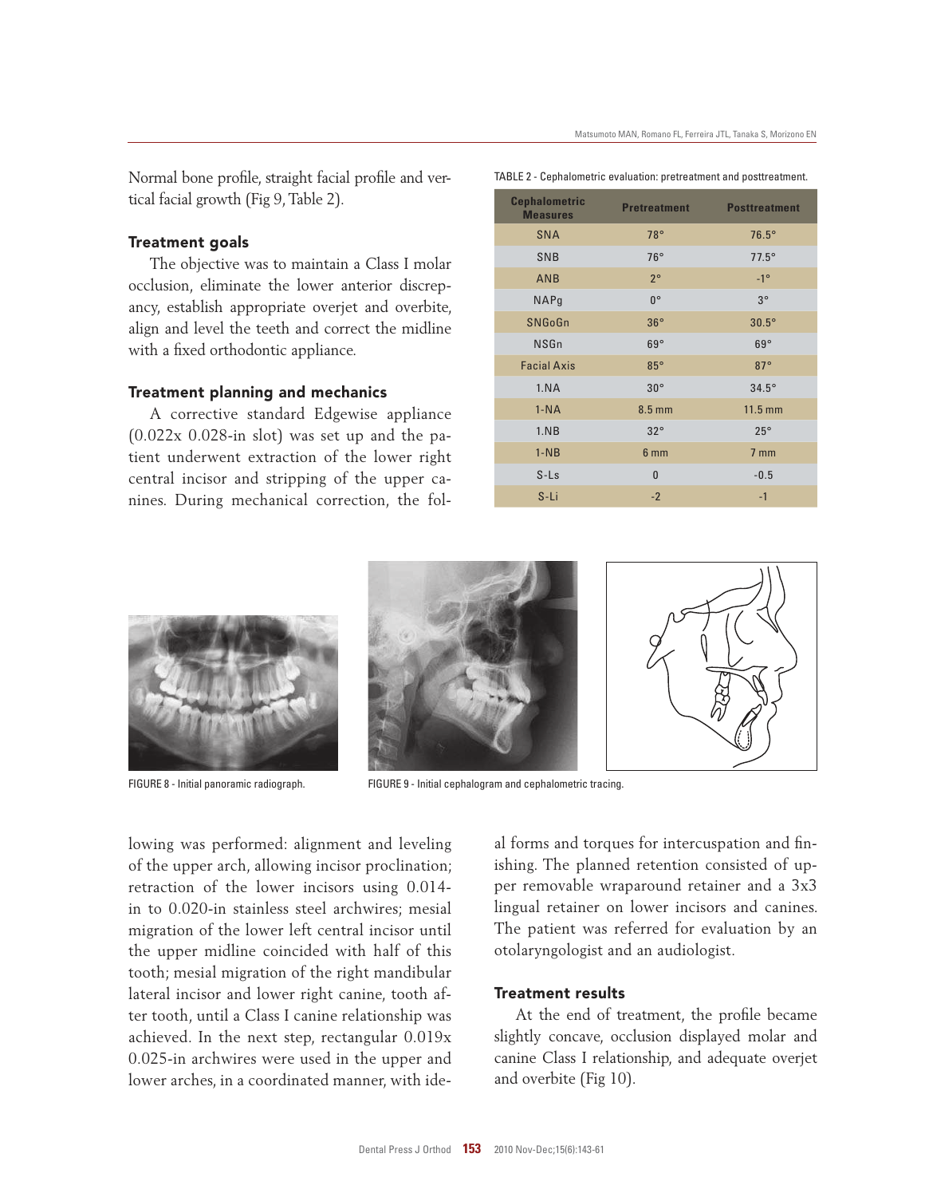Normal bone profile, straight facial profile and vertical facial growth (Fig 9, Table 2).

### Treatment goals

The objective was to maintain a Class I molar occlusion, eliminate the lower anterior discrepancy, establish appropriate overjet and overbite, align and level the teeth and correct the midline with a fixed orthodontic appliance.

### Treatment planning and mechanics

A corrective standard Edgewise appliance (0.022x 0.028-in slot) was set up and the patient underwent extraction of the lower right central incisor and stripping of the upper canines. During mechanical correction, the following was performed: alignment and leveling of the upper arch, allowing incisor proclination; retraction of the lower incisors using 0.014-in to 0.020-in stainless steel archwires; mesial migration of the lower left central incisor until the upper midline coincided with half of this tooth; mesial migration of the right mandibular lateral incisor and lower right canine, tooth after tooth, until a Class I canine relationship was achieved. In the next step, rectangular 0.019x 0.025-in archwires were used in the upper and lower arches, in a coordinated manner, with ideal forms and torques for intercuspation and finishing. The planned retention consisted of upper removable wraparound retainer and a 3x3 lingual retainer on lower incisors and canines. The patient was referred for evaluation by an otolaryngologist and an audiologist.

TABLE 2 - Cephalometric evaluation: pretreatment and posttreatment.

| Cephalometric Measures | Pretreatment | Posttreatment |
|---|---|---|
| SNA | 78° | 76.5° |
| SNB | 76° | 77.5° |
| ANB | 2° | -1° |
| NAPg | 0° | 3° |
| SNGoGn | 36° | 30.5° |
| NSGn | 69° | 69° |
| Facial Axis | 85° | 87° |
| 1.NA | 30° | 34.5° |
| 1-NA | 8.5 mm | 11.5 mm |
| 1.NB | 32° | 25° |
| 1-NB | 6 mm | 7 mm |
| S-Ls | 0 | -0.5 |
| S-Li | -2 | -1 |

FIGURE 8 - Initial panoramic radiograph.

FIGURE 9 - Initial cephalogram and cephalometric tracing.

### Treatment results

At the end of treatment, the profile became slightly concave, occlusion displayed molar and canine Class I relationship, and adequate overjet and overbite (Fig 10).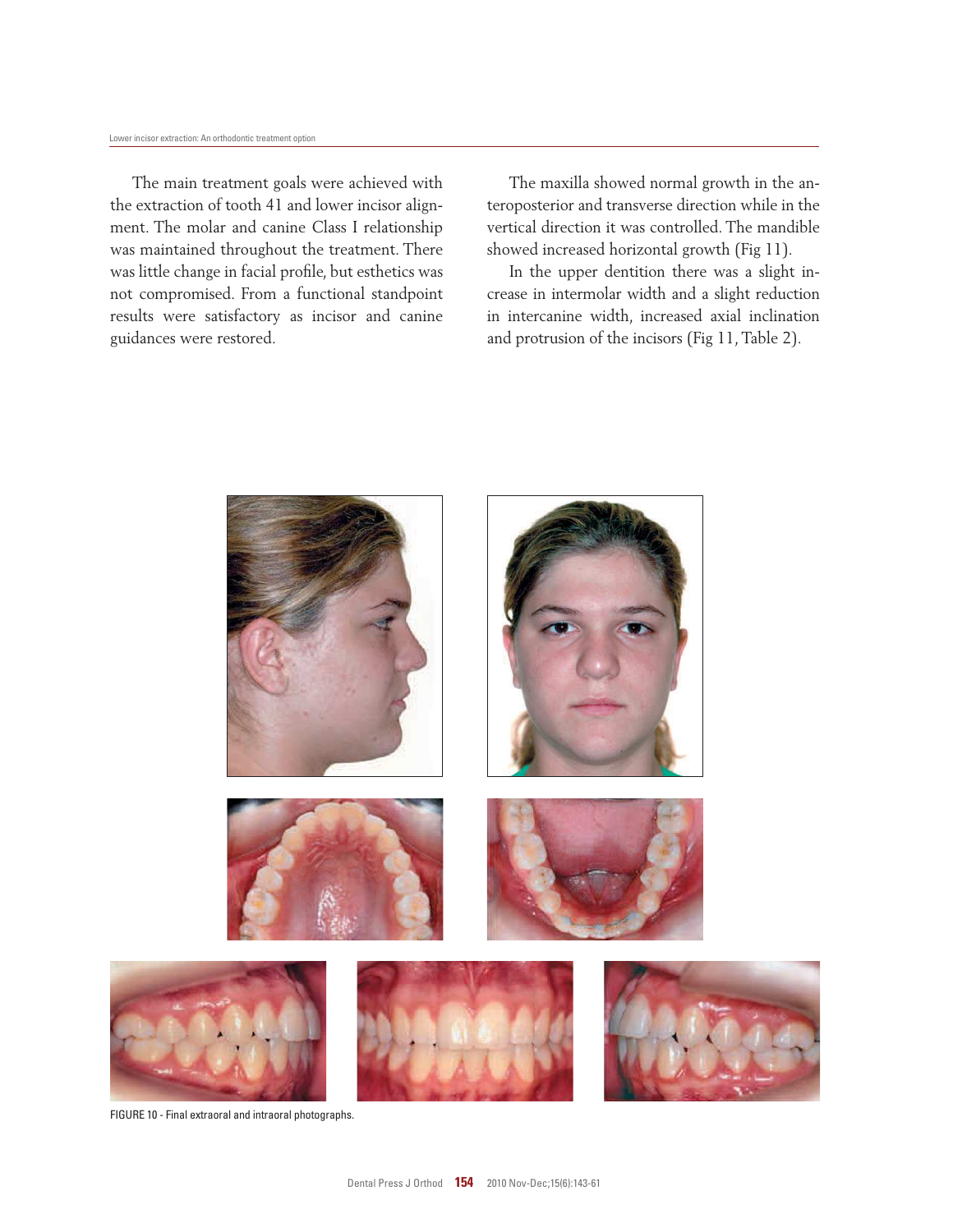The main treatment goals were achieved with the extraction of tooth 41 and lower incisor alignment. The molar and canine Class I relationship was maintained throughout the treatment. There was little change in facial profile, but esthetics was not compromised. From a functional standpoint results were satisfactory as incisor and canine guidances were restored.

The maxilla showed normal growth in the anteroposterior and transverse direction while in the vertical direction it was controlled. The mandible showed increased horizontal growth (Fig 11).

In the upper dentition there was a slight increase in intermolar width and a slight reduction in intercanine width, increased axial inclination and protrusion of the incisors (Fig 11, Table 2).

FIGURE 10 - Final extraoral and intraoral photographs.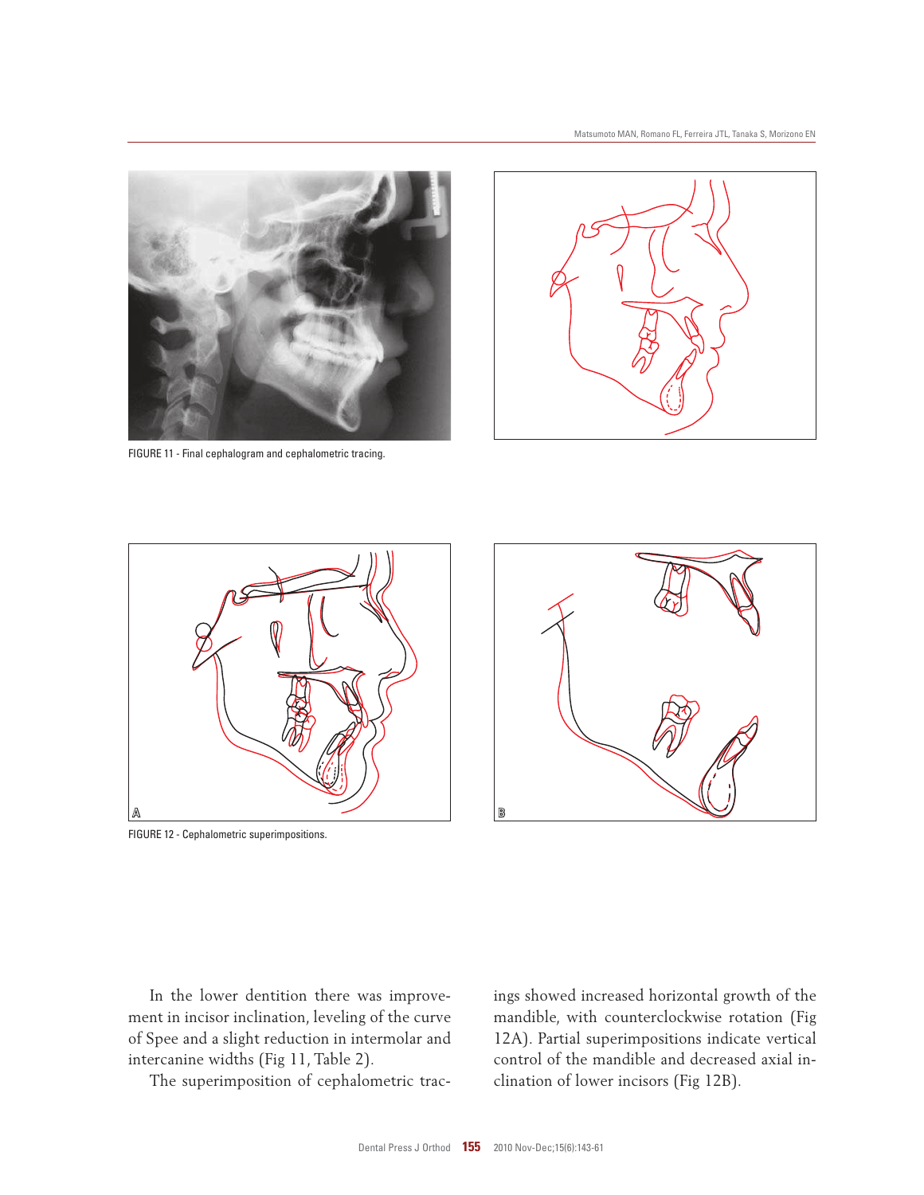FIGURE 11 - Final cephalogram and cephalometric tracing.

FIGURE 12 - Cephalometric superimpositions.

In the lower dentition there was improvement in incisor inclination, leveling of the curve of Spee and a slight reduction in intermolar and intercanine widths (Fig 11, Table 2).

The superimposition of cephalometric tracings showed increased horizontal growth of the mandible, with counterclockwise rotation (Fig 12A). Partial superimpositions indicate vertical control of the mandible and decreased axial inclination of lower incisors (Fig 12B).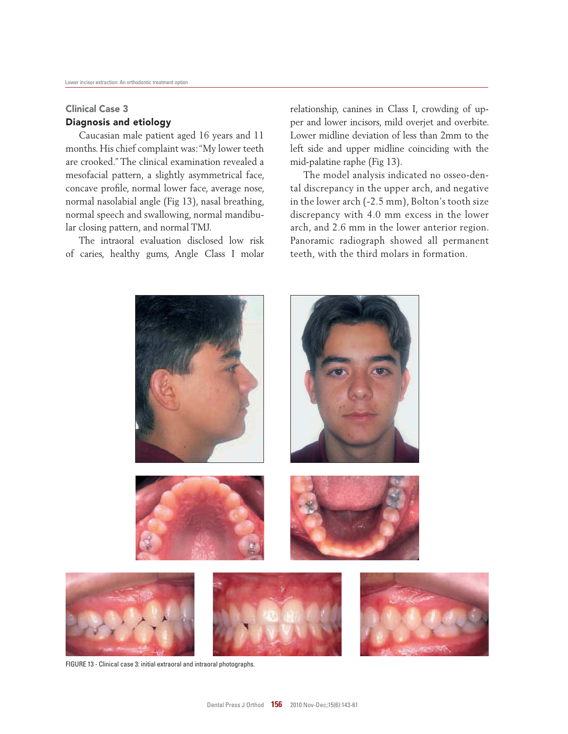## Clinical Case 3

### Diagnosis and etiology

Caucasian male patient aged 16 years and 11 months. His chief complaint was: "My lower teeth are crooked." The clinical examination revealed a mesofacial pattern, a slightly asymmetrical face, concave profile, normal lower face, average nose, normal nasolabial angle (Fig 13), nasal breathing, normal speech and swallowing, normal mandibular closing pattern, and normal TMJ.

The intraoral evaluation disclosed low risk of caries, healthy gums, Angle Class I molar relationship, canines in Class I, crowding of upper and lower incisors, mild overjet and overbite. Lower midline deviation of less than 2mm to the left side and upper midline coinciding with the mid-palatine raphe (Fig 13).

The model analysis indicated no osseo-dental discrepancy in the upper arch, and negative in the lower arch (-2.5 mm), Bolton's tooth size discrepancy with 4.0 mm excess in the lower arch, and 2.6 mm in the lower anterior region. Panoramic radiograph showed all permanent teeth, with the third molars in formation.

FIGURE 13 - Clinical case 3: initial extraoral and intraoral photographs.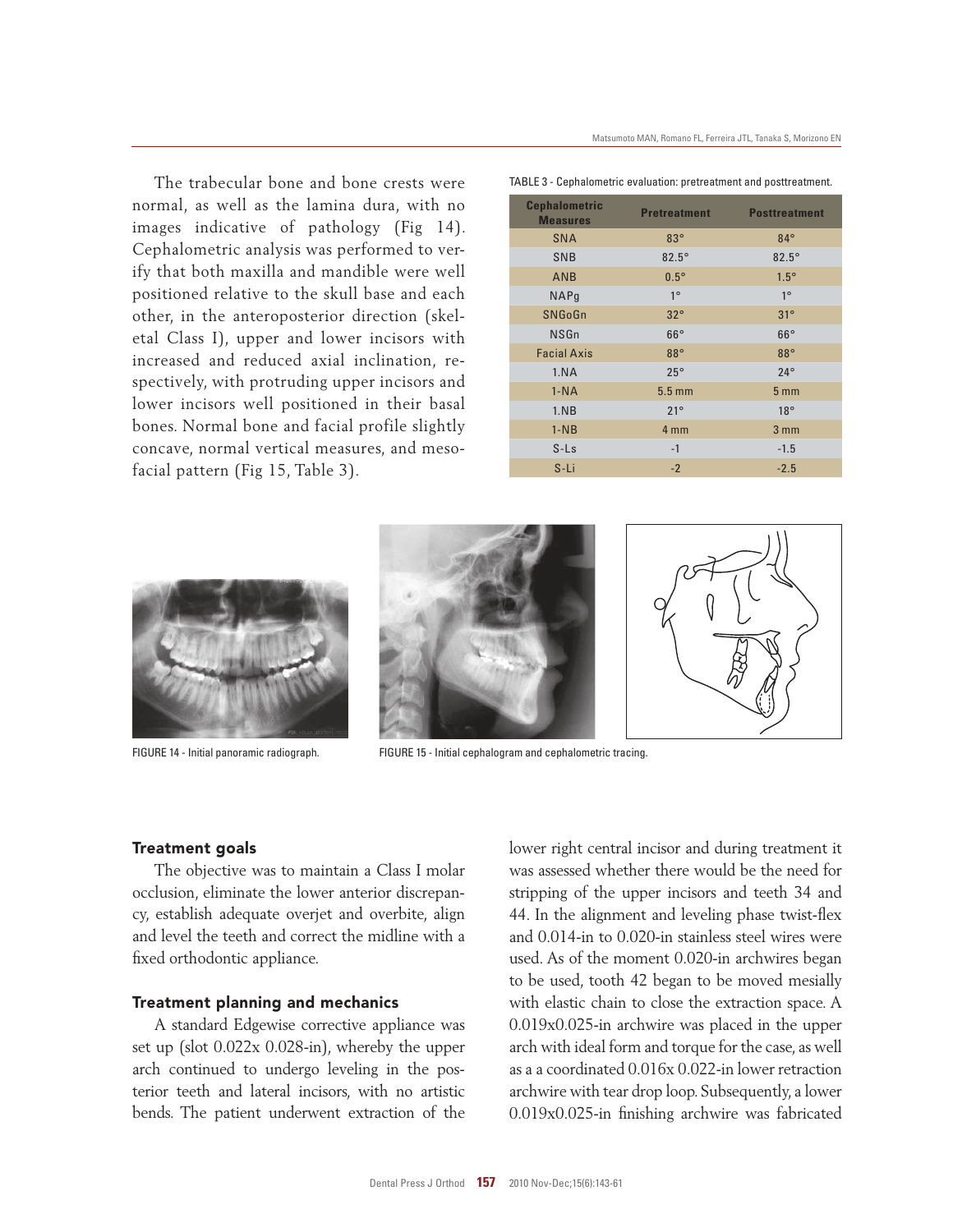The trabecular bone and bone crests were normal, as well as the lamina dura, with no images indicative of pathology (Fig 14). Cephalometric analysis was performed to verify that both maxilla and mandible were well positioned relative to the skull base and each other, in the anteroposterior direction (skeletal Class I), upper and lower incisors with increased and reduced axial inclination, respectively, with protruding upper incisors and lower incisors well positioned in their basal bones. Normal bone and facial profile slightly concave, normal vertical measures, and mesofacial pattern (Fig 15, Table 3).

TABLE 3 - Cephalometric evaluation: pretreatment and posttreatment.

| Cephalometric Measures | Pretreatment | Posttreatment |
|---|---|---|
| SNA | 83° | 84° |
| SNB | 82.5° | 82.5° |
| ANB | 0.5° | 1.5° |
| NAPg | 1° | 1° |
| SNGoGn | 32° | 31° |
| NSGn | 66° | 66° |
| Facial Axis | 88° | 88° |
| 1.NA | 25° | 24° |
| 1-NA | 5.5 mm | 5 mm |
| 1.NB | 21° | 18° |
| 1-NB | 4 mm | 3 mm |
| S-Ls | -1 | -1.5 |
| S-Li | -2 | -2.5 |

FIGURE 14 - Initial panoramic radiograph.

FIGURE 15 - Initial cephalogram and cephalometric tracing.

## Treatment goals

The objective was to maintain a Class I molar occlusion, eliminate the lower anterior discrepancy, establish adequate overjet and overbite, align and level the teeth and correct the midline with a fixed orthodontic appliance.

## Treatment planning and mechanics

A standard Edgewise corrective appliance was set up (slot 0.022x 0.028-in), whereby the upper arch continued to undergo leveling in the posterior teeth and lateral incisors, with no artistic bends. The patient underwent extraction of the lower right central incisor and during treatment it was assessed whether there would be the need for stripping of the upper incisors and teeth 34 and 44. In the alignment and leveling phase twist-flex and 0.014-in to 0.020-in stainless steel wires were used. As of the moment 0.020-in archwires began to be used, tooth 42 began to be moved mesially with elastic chain to close the extraction space. A 0.019x0.025-in archwire was placed in the upper arch with ideal form and torque for the case, as well as a a coordinated 0.016x 0.022-in lower retraction archwire with tear drop loop. Subsequently, a lower 0.019x0.025-in finishing archwire was fabricated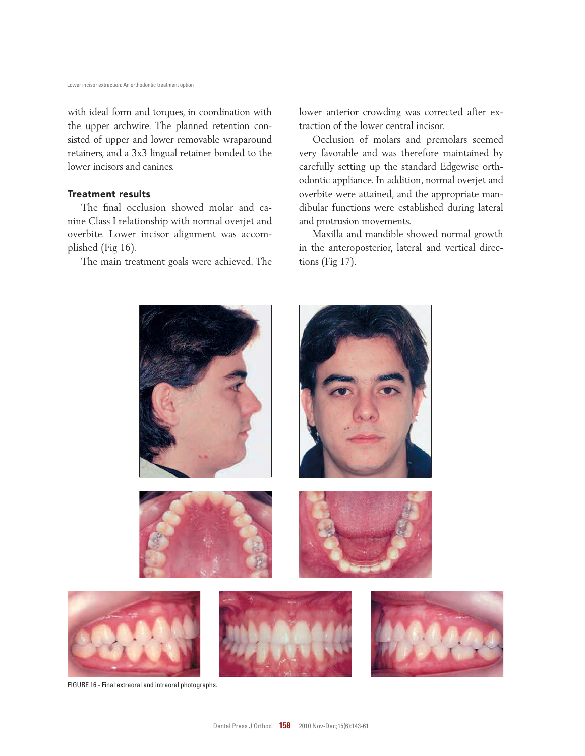with ideal form and torques, in coordination with the upper archwire. The planned retention consisted of upper and lower removable wraparound retainers, and a 3x3 lingual retainer bonded to the lower incisors and canines.

### Treatment results

The final occlusion showed molar and canine Class I relationship with normal overjet and overbite. Lower incisor alignment was accomplished (Fig 16).

The main treatment goals were achieved. The lower anterior crowding was corrected after extraction of the lower central incisor.

Occlusion of molars and premolars seemed very favorable and was therefore maintained by carefully setting up the standard Edgewise orthodontic appliance. In addition, normal overjet and overbite were attained, and the appropriate mandibular functions were established during lateral and protrusion movements.

Maxilla and mandible showed normal growth in the anteroposterior, lateral and vertical directions (Fig 17).

FIGURE 16 - Final extraoral and intraoral photographs.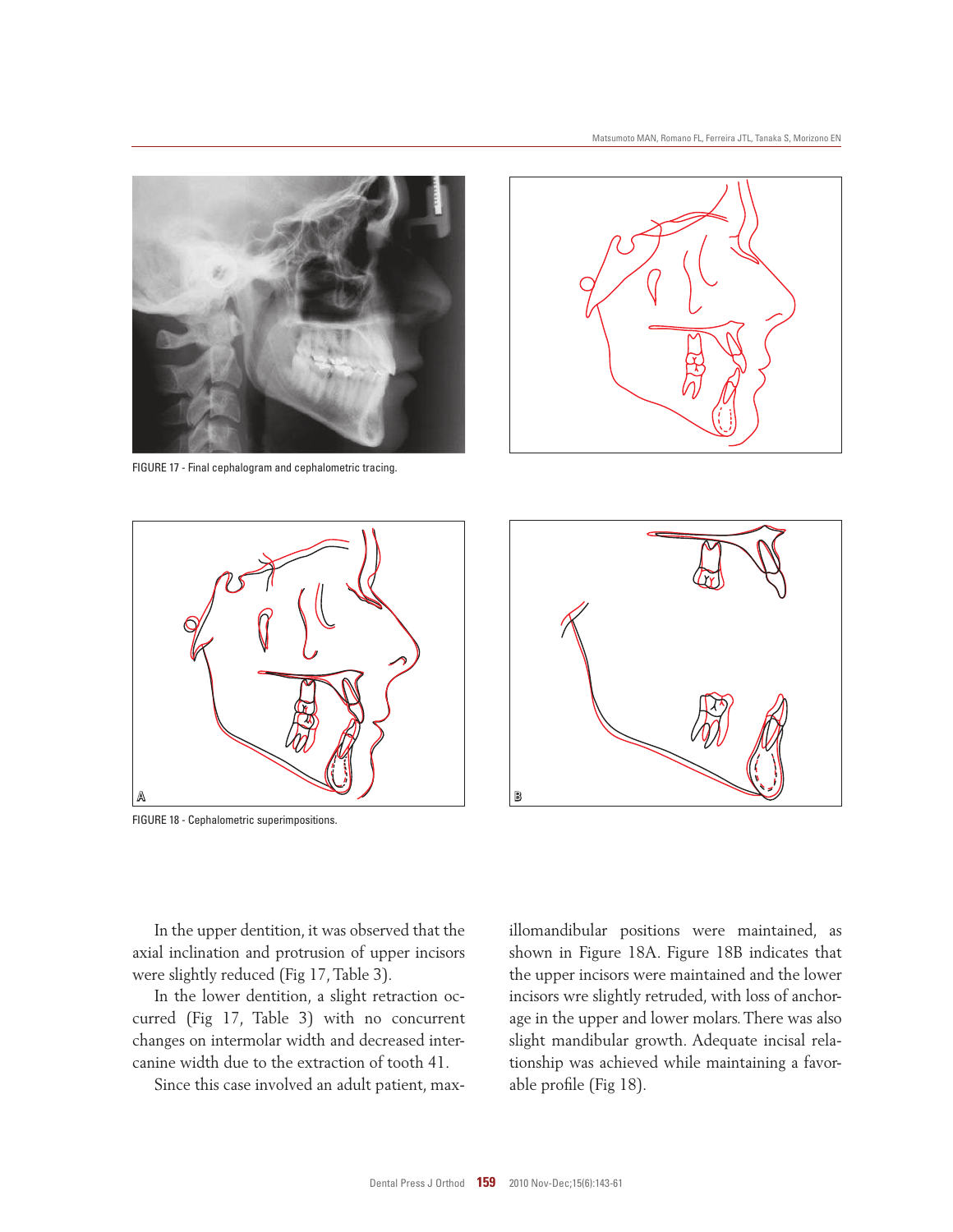FIGURE 17 - Final cephalogram and cephalometric tracing.

FIGURE 18 - Cephalometric superimpositions.

In the upper dentition, it was observed that the axial inclination and protrusion of upper incisors were slightly reduced (Fig 17, Table 3).

In the lower dentition, a slight retraction occurred (Fig 17, Table 3) with no concurrent changes on intermolar width and decreased intercanine width due to the extraction of tooth 41.

Since this case involved an adult patient, maxillomandibular positions were maintained, as shown in Figure 18A. Figure 18B indicates that the upper incisors were maintained and the lower incisors wre slightly retruded, with loss of anchorage in the upper and lower molars. There was also slight mandibular growth. Adequate incisal relationship was achieved while maintaining a favorable profile (Fig 18).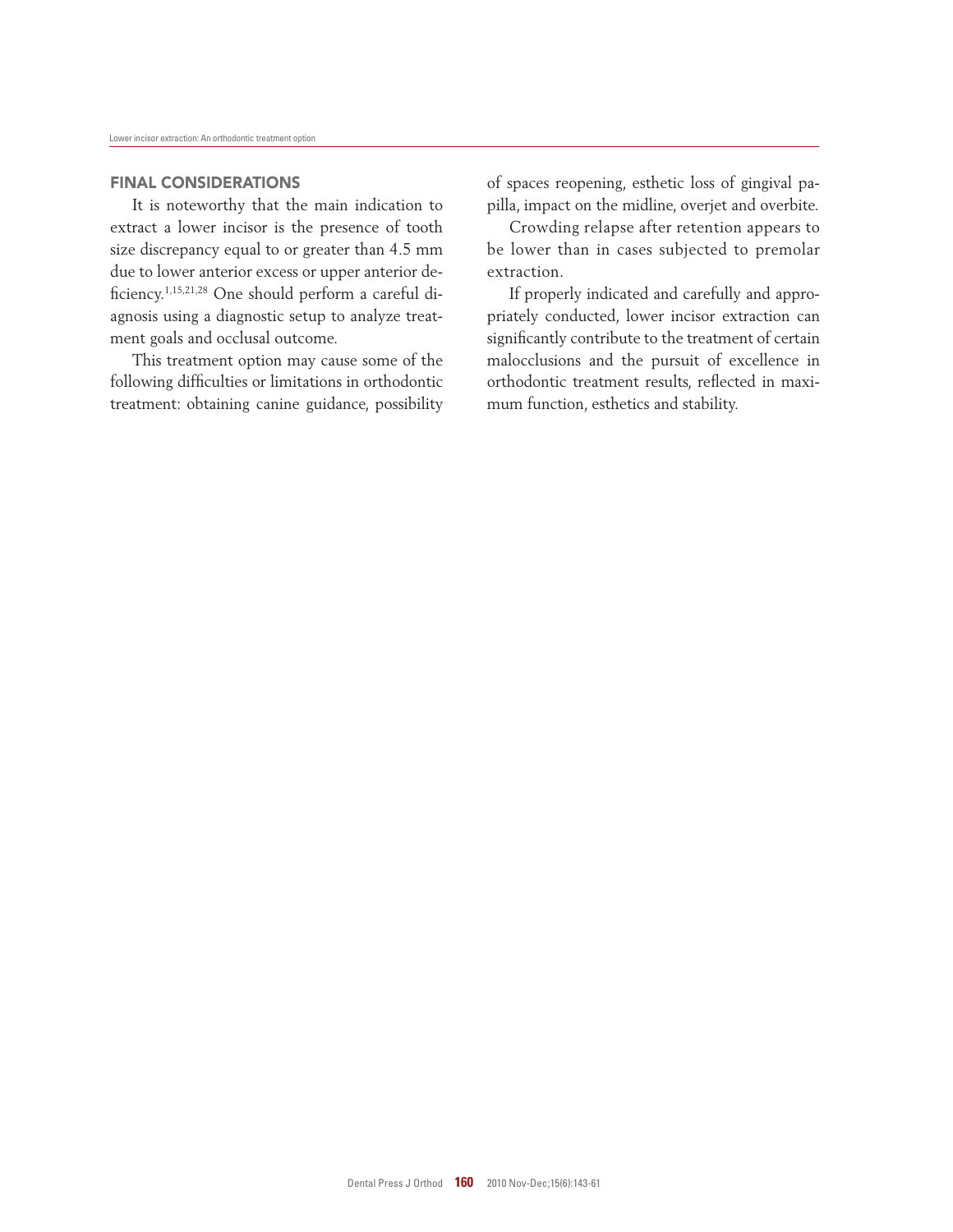## FINAL CONSIDERATIONS

It is noteworthy that the main indication to extract a lower incisor is the presence of tooth size discrepancy equal to or greater than 4.5 mm due to lower anterior excess or upper anterior deficiency.[1,15,21,28] One should perform a careful diagnosis using a diagnostic setup to analyze treatment goals and occlusal outcome.

This treatment option may cause some of the following difficulties or limitations in orthodontic treatment: obtaining canine guidance, possibility of spaces reopening, esthetic loss of gingival papilla, impact on the midline, overjet and overbite.

Crowding relapse after retention appears to be lower than in cases subjected to premolar extraction.

If properly indicated and carefully and appropriately conducted, lower incisor extraction can significantly contribute to the treatment of certain malocclusions and the pursuit of excellence in orthodontic treatment results, reflected in maximum function, esthetics and stability.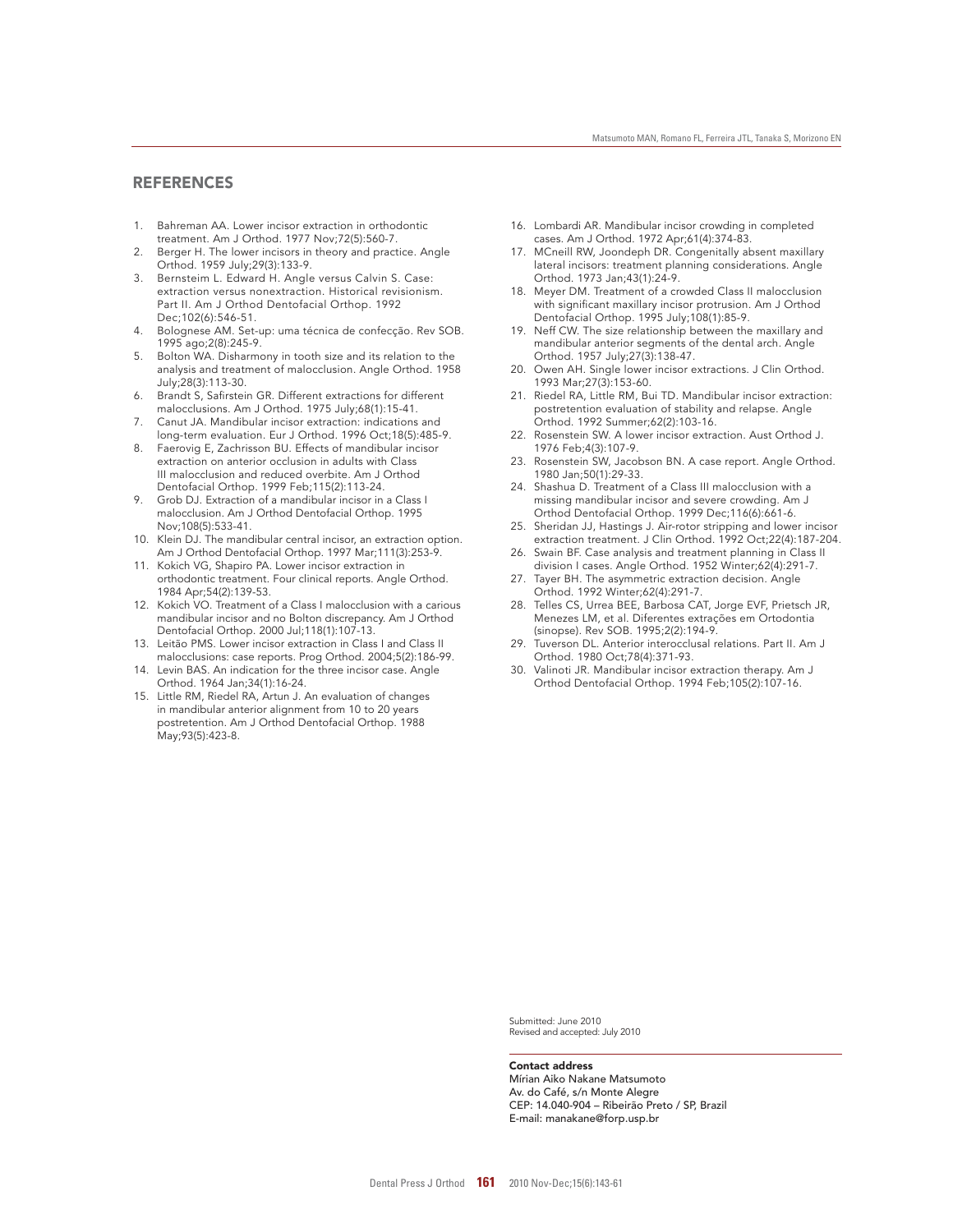## REFERENCES

1. Bahreman AA. Lower incisor extraction in orthodontic treatment. Am J Orthod. 1977 Nov;72(5):560-7.
2. Berger H. The lower incisors in theory and practice. Angle Orthod. 1959 July;29(3):133-9.
3. Bernsteim L. Edward H. Angle versus Calvin S. Case: extraction versus nonextraction. Historical revisionism. Part II. Am J Orthod Dentofacial Orthop. 1992 Dec;102(6):546-51.
4. Bolognese AM. Set-up: uma técnica de confecção. Rev SOB. 1995 ago;2(8):245-9.
5. Bolton WA. Disharmony in tooth size and its relation to the analysis and treatment of malocclusion. Angle Orthod. 1958 July;28(3):113-30.
6. Brandt S, Safirstein GR. Different extractions for different malocclusions. Am J Orthod. 1975 July;68(1):15-41.
7. Canut JA. Mandibular incisor extraction: indications and long-term evaluation. Eur J Orthod. 1996 Oct;18(5):485-9.
8. Faerovig E, Zachrisson BU. Effects of mandibular incisor extraction on anterior occlusion in adults with Class III malocclusion and reduced overbite. Am J Orthod Dentofacial Orthop. 1999 Feb;115(2):113-24.
9. Grob DJ. Extraction of a mandibular incisor in a Class I malocclusion. Am J Orthod Dentofacial Orthop. 1995 Nov;108(5):533-41.
10. Klein DJ. The mandibular central incisor, an extraction option. Am J Orthod Dentofacial Orthop. 1997 Mar;111(3):253-9.
11. Kokich VG, Shapiro PA. Lower incisor extraction in orthodontic treatment. Four clinical reports. Angle Orthod. 1984 Apr;54(2):139-53.
12. Kokich VO. Treatment of a Class I malocclusion with a carious mandibular incisor and no Bolton discrepancy. Am J Orthod Dentofacial Orthop. 2000 Jul;118(1):107-13.
13. Leitão PMS. Lower incisor extraction in Class I and Class II malocclusions: case reports. Prog Orthod. 2004;5(2):186-99.
14. Levin BAS. An indication for the three incisor case. Angle Orthod. 1964 Jan;34(1):16-24.
15. Little RM, Riedel RA, Artun J. An evaluation of changes in mandibular anterior alignment from 10 to 20 years postretention. Am J Orthod Dentofacial Orthop. 1988 May;93(5):423-8.
16. Lombardi AR. Mandibular incisor crowding in completed cases. Am J Orthod. 1972 Apr;61(4):374-83.
17. MCneill RW, Joondeph DR. Congenitally absent maxillary lateral incisors: treatment planning considerations. Angle Orthod. 1973 Jan;43(1):24-9.
18. Meyer DM. Treatment of a crowded Class II malocclusion with significant maxillary incisor protrusion. Am J Orthod Dentofacial Orthop. 1995 July;108(1):85-9.
19. Neff CW. The size relationship between the maxillary and mandibular anterior segments of the dental arch. Angle Orthod. 1957 July;27(3):138-47.
20. Owen AH. Single lower incisor extractions. J Clin Orthod. 1993 Mar;27(3):153-60.
21. Riedel RA, Little RM, Bui TD. Mandibular incisor extraction: postretention evaluation of stability and relapse. Angle Orthod. 1992 Summer;62(2):103-16.
22. Rosenstein SW. A lower incisor extraction. Aust Orthod J. 1976 Feb;4(3):107-9.
23. Rosenstein SW, Jacobson BN. A case report. Angle Orthod. 1980 Jan;50(1):29-33.
24. Shashua D. Treatment of a Class III malocclusion with a missing mandibular incisor and severe crowding. Am J Orthod Dentofacial Orthop. 1999 Dec;116(6):661-6.
25. Sheridan JJ, Hastings J. Air-rotor stripping and lower incisor extraction treatment. J Clin Orthod. 1992 Oct;22(4):187-204.
26. Swain BF. Case analysis and treatment planning in Class II division I cases. Angle Orthod. 1952 Winter;62(4):291-7.
27. Tayer BH. The asymmetric extraction decision. Angle Orthod. 1992 Winter;62(4):291-7.
28. Telles CS, Urrea BEE, Barbosa CAT, Jorge EVF, Prietsch JR, Menezes LM, et al. Diferentes extrações em Ortodontia (sinopse). Rev SOB. 1995;2(2):194-9.
29. Tuverson DL. Anterior interocclusal relations. Part II. Am J Orthod. 1980 Oct;78(4):371-93.
30. Valinoti JR. Mandibular incisor extraction therapy. Am J Orthod Dentofacial Orthop. 1994 Feb;105(2):107-16.

Submitted: June 2010
Revised and accepted: July 2010

**Contact address**
Mírian Aiko Nakane Matsumoto
Av. do Café, s/n Monte Alegre
CEP: 14.040-904 – Ribeirão Preto / SP, Brazil
E-mail: manakane@forp.usp.br